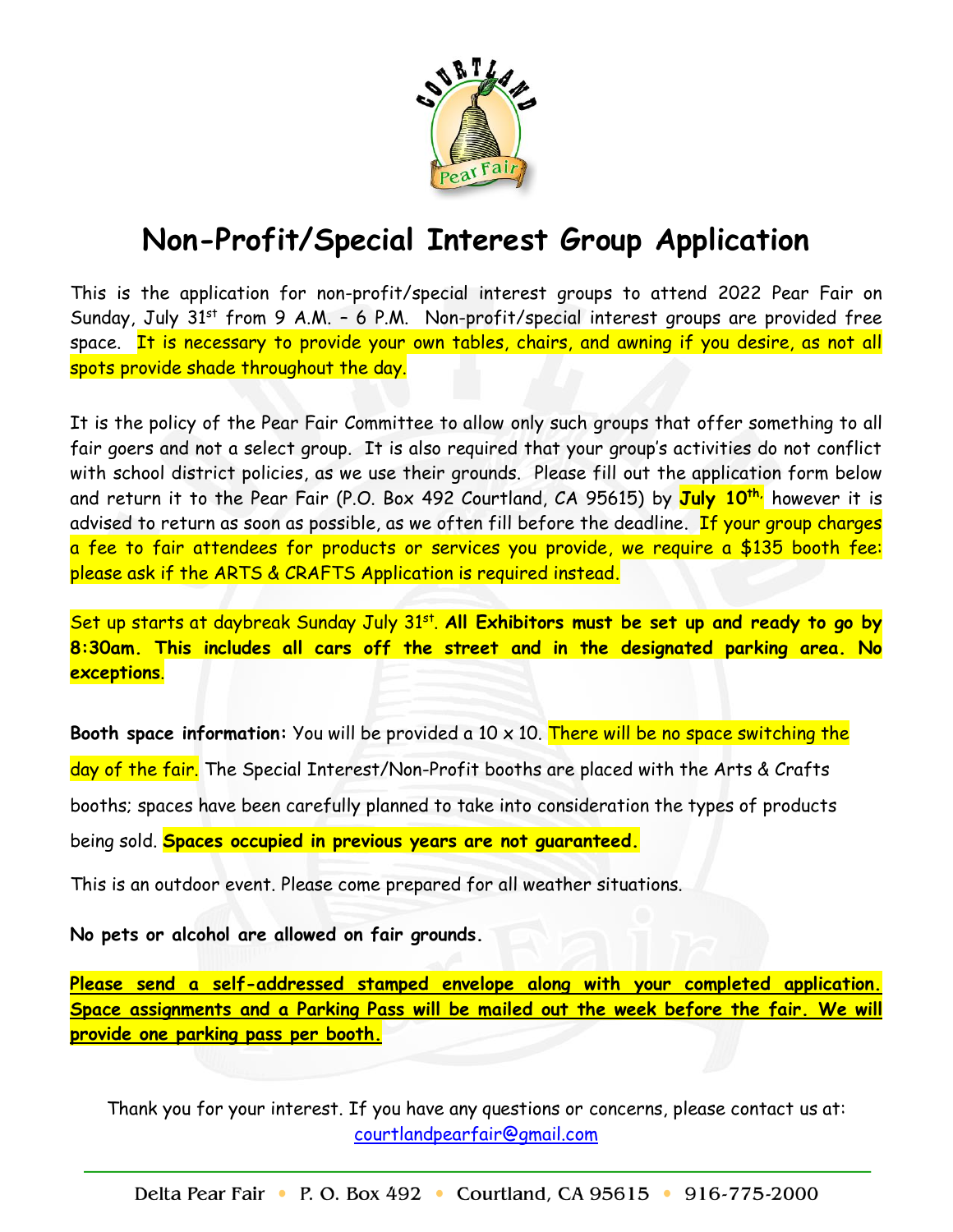# Non-Profit/Special Interest Group Application

This is the application for non-profit/special interest groups to attend 2022 Pear Fair on Sunday, July 31st from 9 A.M. – 6 P.M. Non-profit/special interest groups are provided free space. It is necessary to provide your own tables, chairs, and awning if you desire, as not all spots provide shade throughout the day.

It is the policy of the Pear Fair Committee to allow only such groups that offer something to all fair goers and not a select group. It is also required that your group's activities do not conflict with school district policies, as we use their grounds. Please fill out the application form below and return it to the Pear Fair (P.O. Box 492 Courtland, CA 95615) by **July 10th,** however it is advised to return as soon as possible, as we often fill before the deadline. If your group charges a fee to fair attendees for products or services you provide, we require a $135 booth fee: please ask if the ARTS & CRAFTS Application is required instead.

Set up starts at daybreak Sunday July 31st. **All Exhibitors must be set up and ready to go by 8:30am. This includes all cars off the street and in the designated parking area. No exceptions**.

**Booth space information:** You will be provided a 10 x 10. There will be no space switching the day of the fair. The Special Interest/Non-Profit booths are placed with the Arts & Crafts booths; spaces have been carefully planned to take into consideration the types of products being sold. **Spaces occupied in previous years are not guaranteed.**

This is an outdoor event. Please come prepared for all weather situations.

**No pets or alcohol are allowed on fair grounds.**

**Please send a self-addressed stamped envelope along with your completed application. Space assignments and a Parking Pass will be mailed out the week before the fair. We will provide one parking pass per booth.**

Thank you for your interest. If you have any questions or concerns, please contact us at: courtlandpearfair@gmail.com

Delta Pear Fair • P. O. Box 492 • Courtland, CA 95615 • 916-775-2000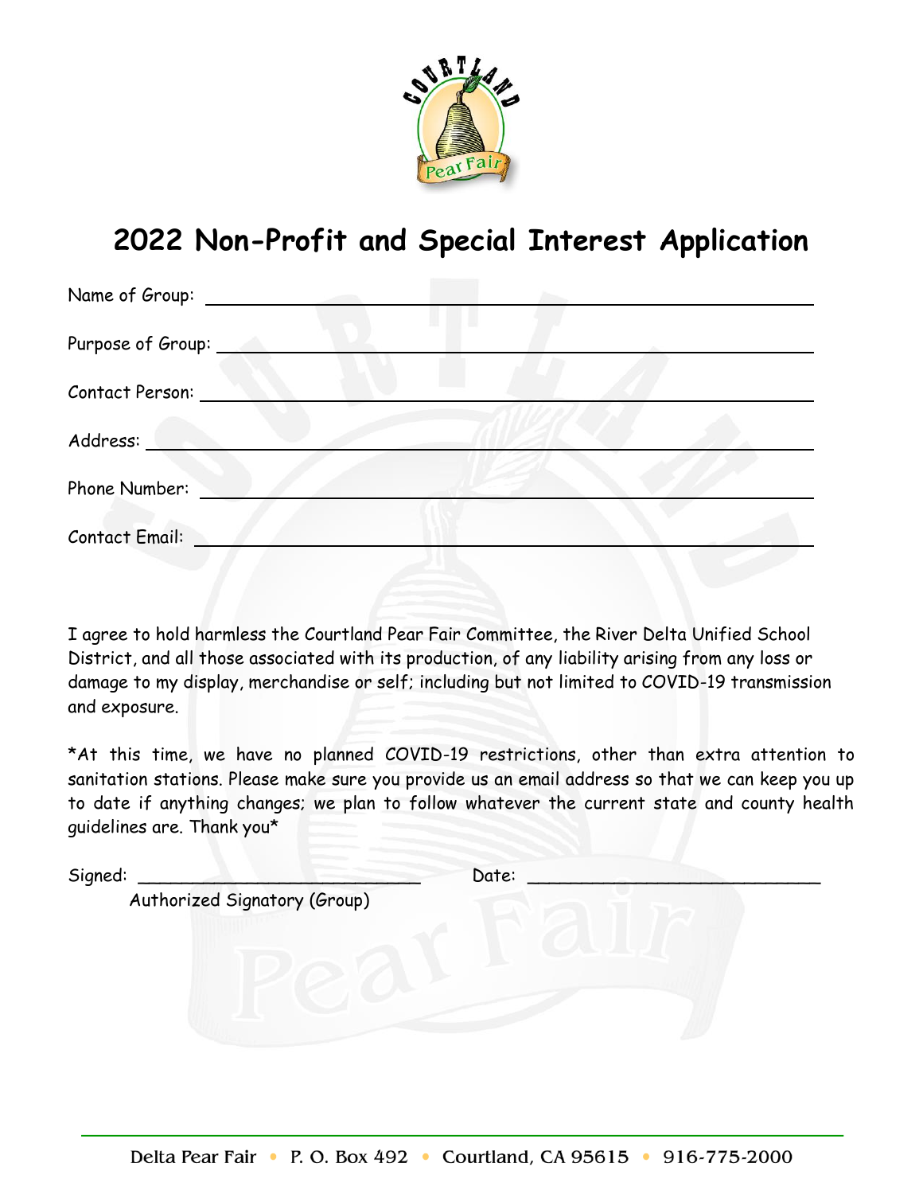# 2022 Non-Profit and Special Interest Application

Name of Group: ______________________________________________

Purpose of Group: ______________________________________________

Contact Person: ______________________________________________

Address: ______________________________________________

Phone Number: ______________________________________________

Contact Email: ______________________________________________

I agree to hold harmless the Courtland Pear Fair Committee, the River Delta Unified School District, and all those associated with its production, of any liability arising from any loss or damage to my display, merchandise or self; including but not limited to COVID-19 transmission and exposure.

*At this time, we have no planned COVID-19 restrictions, other than extra attention to sanitation stations. Please make sure you provide us an email address so that we can keep you up to date if anything changes; we plan to follow whatever the current state and county health guidelines are. Thank you*

Signed: ___________________________ Date: ___________________________

Authorized Signatory (Group)

Delta Pear Fair • P. O. Box 492 • Courtland, CA 95615 • 916-775-2000